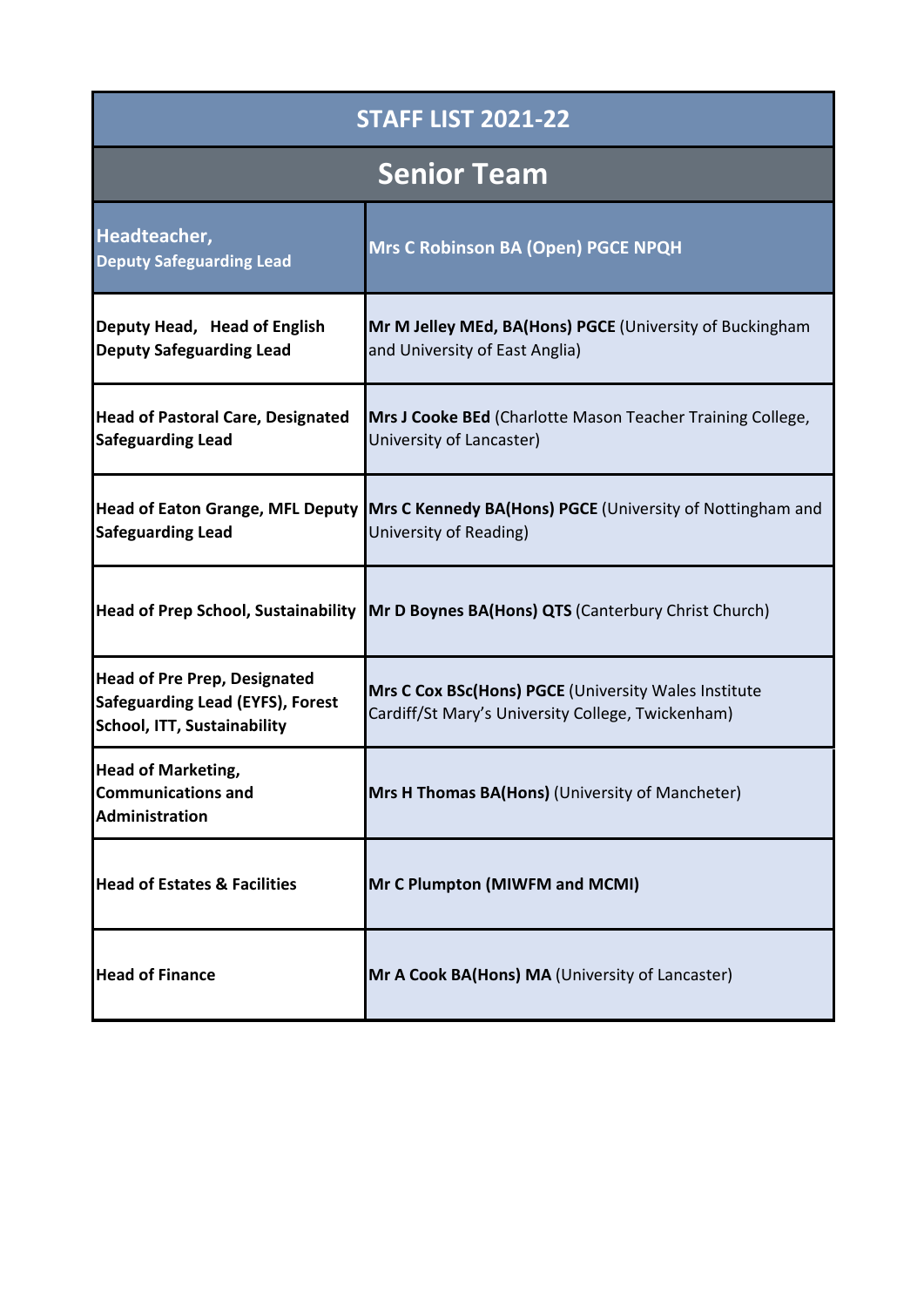# STAFF LIST 2021-22

## Senior Team

| Role | Name |
|---|---|
| **Headteacher, Deputy Safeguarding Lead** | **Mrs C Robinson BA (Open) PGCE NPQH** |
| **Deputy Head, Head of English Deputy Safeguarding Lead** | **Mr M Jelley MEd, BA(Hons) PGCE** (University of Buckingham and University of East Anglia) |
| **Head of Pastoral Care, Designated Safeguarding Lead** | **Mrs J Cooke BEd** (Charlotte Mason Teacher Training College, University of Lancaster) |
| **Head of Eaton Grange, MFL Deputy Safeguarding Lead** | **Mrs C Kennedy BA(Hons) PGCE** (University of Nottingham and University of Reading) |
| **Head of Prep School, Sustainability** | **Mr D Boynes BA(Hons) QTS** (Canterbury Christ Church) |
| **Head of Pre Prep, Designated Safeguarding Lead (EYFS), Forest School, ITT, Sustainability** | **Mrs C Cox BSc(Hons) PGCE** (University Wales Institute Cardiff/St Mary's University College, Twickenham) |
| **Head of Marketing, Communications and Administration** | **Mrs H Thomas BA(Hons)** (University of Mancheter) |
| **Head of Estates & Facilities** | **Mr C Plumpton (MIWFM and MCMI)** |
| **Head of Finance** | **Mr A Cook BA(Hons) MA** (University of Lancaster) |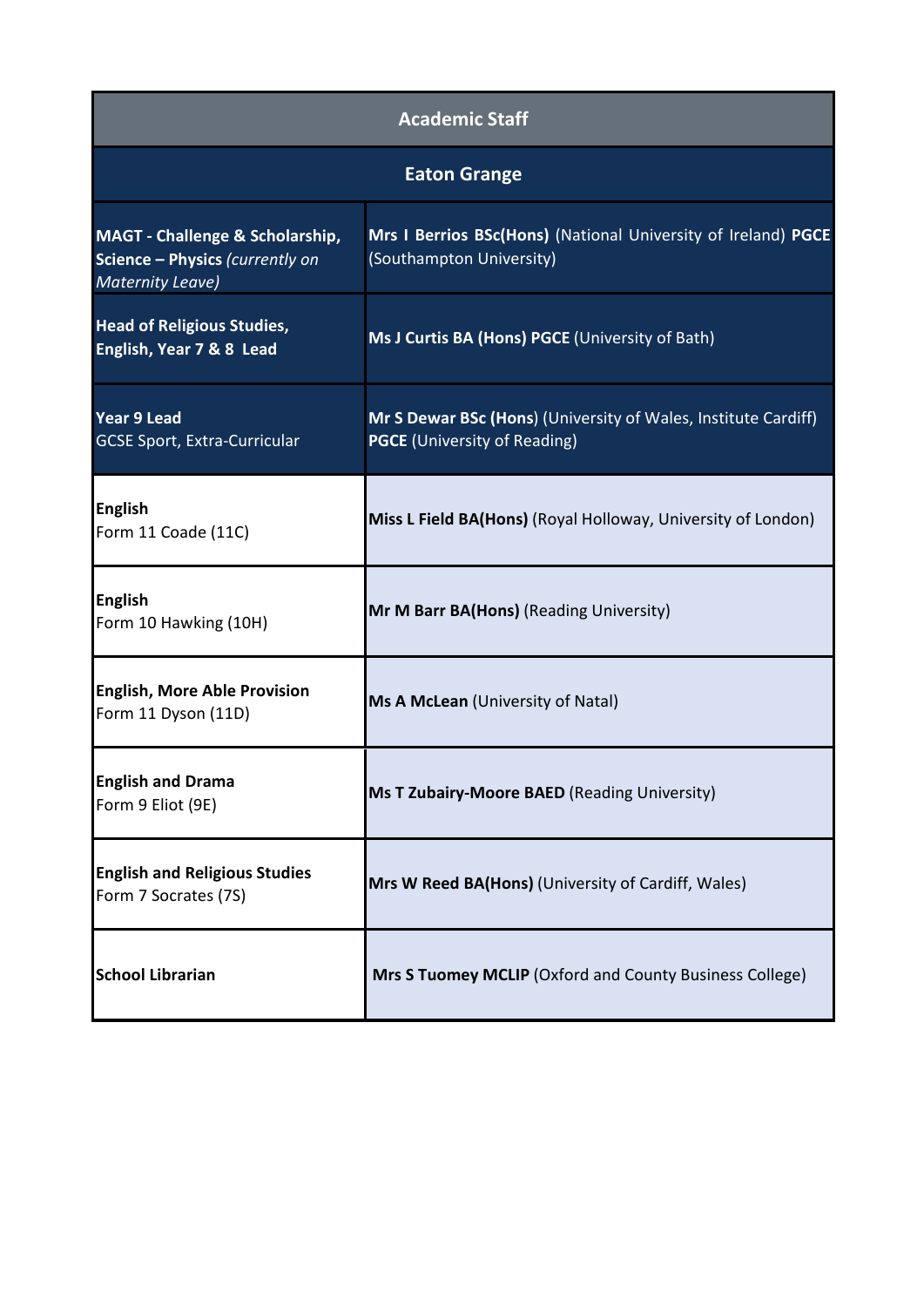| Academic Staff | |
|---|---|
| **Eaton Grange** | |
| **MAGT - Challenge & Scholarship, Science – Physics** *(currently on Maternity Leave)* | **Mrs I Berrios BSc(Hons)** (National University of Ireland) **PGCE** (Southampton University) |
| **Head of Religious Studies, English, Year 7 & 8 Lead** | **Ms J Curtis BA (Hons) PGCE** (University of Bath) |
| **Year 9 Lead** GCSE Sport, Extra-Curricular | **Mr S Dewar BSc (Hons)** (University of Wales, Institute Cardiff) **PGCE** (University of Reading) |
| **English** Form 11 Coade (11C) | **Miss L Field BA(Hons)** (Royal Holloway, University of London) |
| **English** Form 10 Hawking (10H) | **Mr M Barr BA(Hons)** (Reading University) |
| **English, More Able Provision** Form 11 Dyson (11D) | **Ms A McLean** (University of Natal) |
| **English and Drama** Form 9 Eliot (9E) | **Ms T Zubairy-Moore BAED** (Reading University) |
| **English and Religious Studies** Form 7 Socrates (7S) | **Mrs W Reed BA(Hons)** (University of Cardiff, Wales) |
| **School Librarian** | **Mrs S Tuomey MCLIP** (Oxford and County Business College) |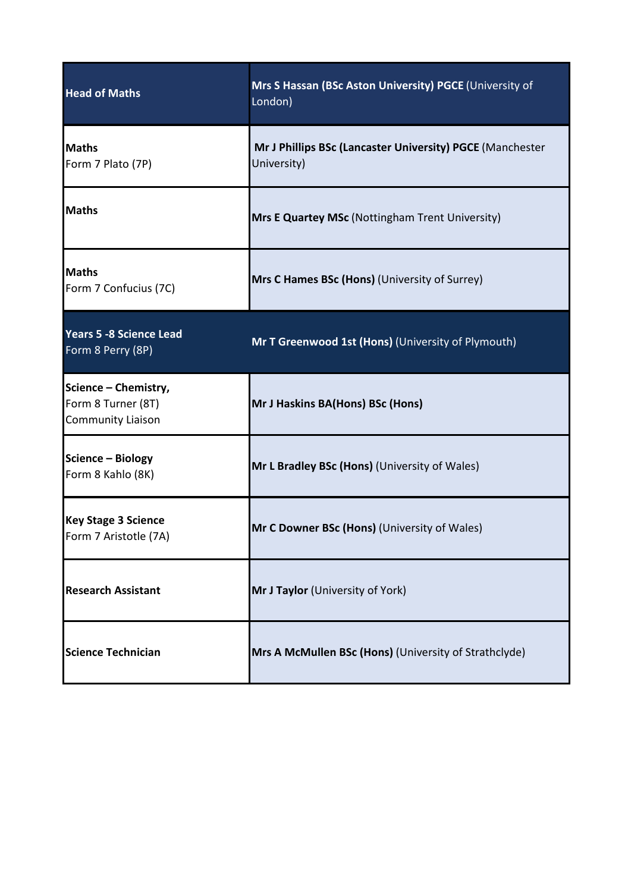| **Head of Maths** | **Mrs S Hassan (BSc Aston University) PGCE** (University of London) |
|---|---|
| **Maths**<br>Form 7 Plato (7P) | **Mr J Phillips BSc (Lancaster University) PGCE** (Manchester University) |
| **Maths** | **Mrs E Quartey MSc** (Nottingham Trent University) |
| **Maths**<br>Form 7 Confucius (7C) | **Mrs C Hames BSc (Hons)** (University of Surrey) |
| **Years 5 -8 Science Lead**<br>Form 8 Perry (8P) | **Mr T Greenwood 1st (Hons)** (University of Plymouth) |
| **Science – Chemistry,**<br>Form 8 Turner (8T)<br>Community Liaison | **Mr J Haskins BA(Hons) BSc (Hons)** |
| **Science – Biology**<br>Form 8 Kahlo (8K) | **Mr L Bradley BSc (Hons)** (University of Wales) |
| **Key Stage 3 Science**<br>Form 7 Aristotle (7A) | **Mr C Downer BSc (Hons)** (University of Wales) |
| **Research Assistant** | **Mr J Taylor** (University of York) |
| **Science Technician** | **Mrs A McMullen BSc (Hons)** (University of Strathclyde) |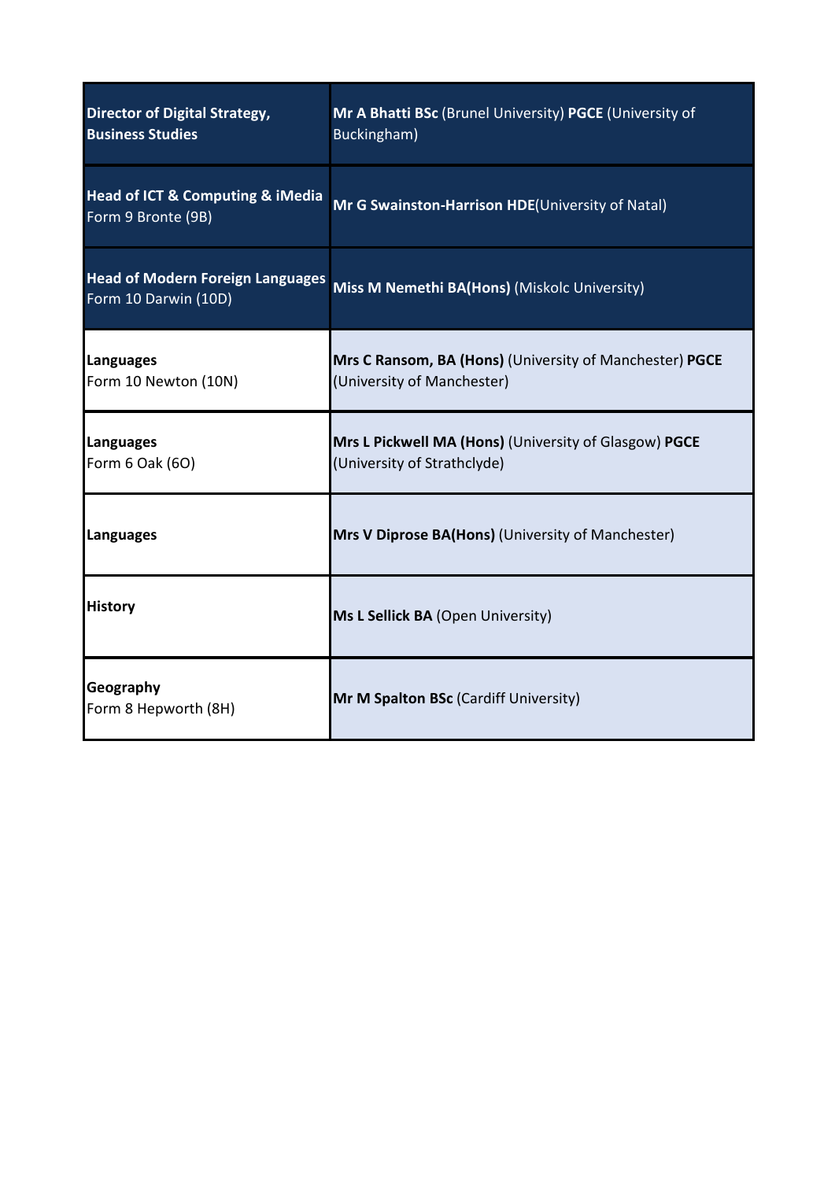| | |
|---|---|
| **Director of Digital Strategy, Business Studies** | **Mr A Bhatti BSc** (Brunel University) **PGCE** (University of Buckingham) |
| **Head of ICT & Computing & iMedia**<br>Form 9 Bronte (9B) | **Mr G Swainston-Harrison HDE**(University of Natal) |
| **Head of Modern Foreign Languages**<br>Form 10 Darwin (10D) | **Miss M Nemethi BA(Hons)** (Miskolc University) |
| **Languages**<br>Form 10 Newton (10N) | **Mrs C Ransom, BA (Hons)** (University of Manchester) **PGCE** (University of Manchester) |
| **Languages**<br>Form 6 Oak (6O) | **Mrs L Pickwell MA (Hons)** (University of Glasgow) **PGCE** (University of Strathclyde) |
| **Languages** | **Mrs V Diprose BA(Hons)** (University of Manchester) |
| **History** | **Ms L Sellick BA** (Open University) |
| **Geography**<br>Form 8 Hepworth (8H) | **Mr M Spalton BSc** (Cardiff University) |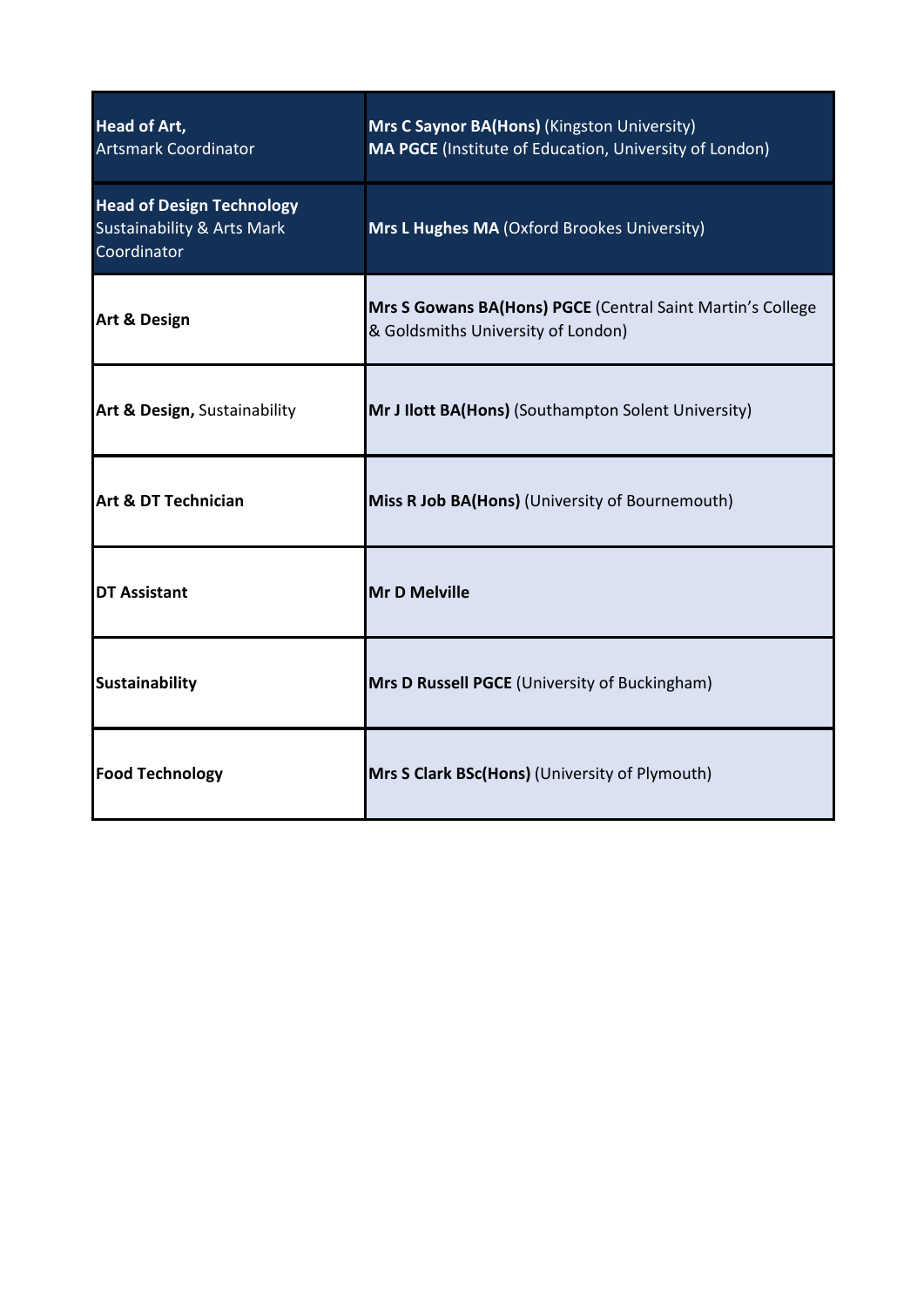| **Head of Art,** Artsmark Coordinator | **Mrs C Saynor BA(Hons)** (Kingston University) **MA PGCE** (Institute of Education, University of London) |
|---|---|
| **Head of Design Technology** Sustainability & Arts Mark Coordinator | **Mrs L Hughes MA** (Oxford Brookes University) |
| **Art & Design** | **Mrs S Gowans BA(Hons) PGCE** (Central Saint Martin's College & Goldsmiths University of London) |
| **Art & Design,** Sustainability | **Mr J Ilott BA(Hons)** (Southampton Solent University) |
| **Art & DT Technician** | **Miss R Job BA(Hons)** (University of Bournemouth) |
| **DT Assistant** | **Mr D Melville** |
| **Sustainability** | **Mrs D Russell PGCE** (University of Buckingham) |
| **Food Technology** | **Mrs S Clark BSc(Hons)** (University of Plymouth) |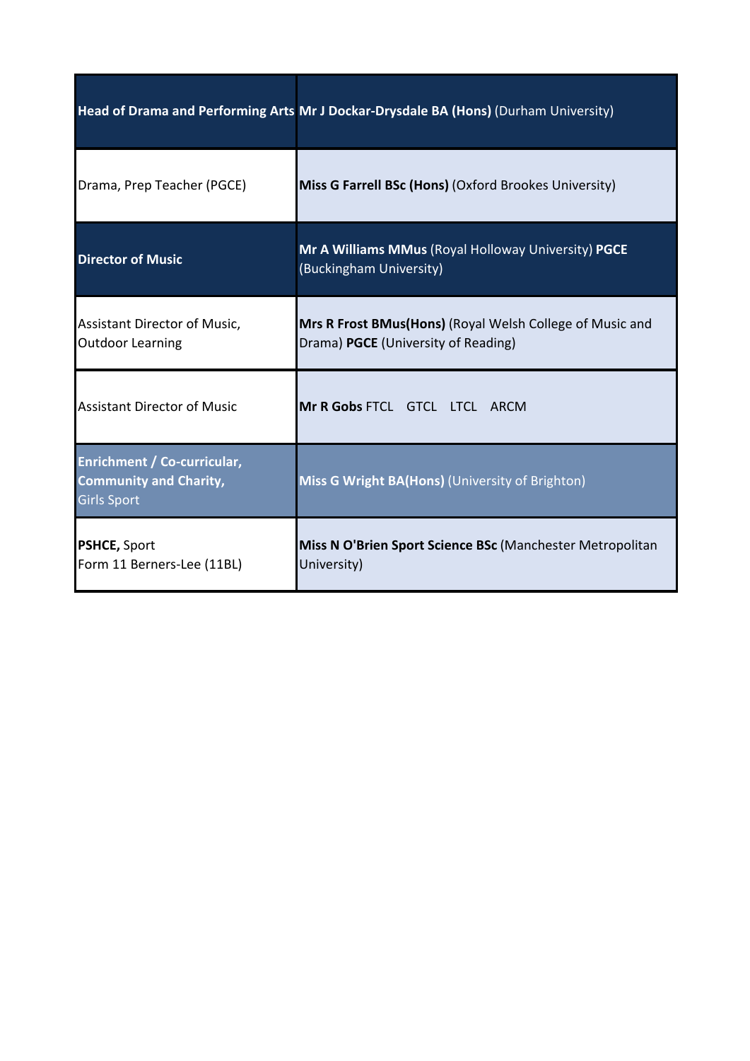| **Head of Drama and Performing Arts** | **Mr J Dockar-Drysdale BA (Hons)** (Durham University) |
|---|---|
| Drama, Prep Teacher (PGCE) | **Miss G Farrell BSc (Hons)** (Oxford Brookes University) |
| **Director of Music** | **Mr A Williams MMus** (Royal Holloway University) **PGCE** (Buckingham University) |
| Assistant Director of Music, Outdoor Learning | **Mrs R Frost BMus(Hons)** (Royal Welsh College of Music and Drama) **PGCE** (University of Reading) |
| Assistant Director of Music | **Mr R Gobs** FTCL GTCL LTCL ARCM |
| **Enrichment / Co-curricular, Community and Charity,** Girls Sport | **Miss G Wright BA(Hons)** (University of Brighton) |
| **PSHCE,** Sport Form 11 Berners-Lee (11BL) | **Miss N O'Brien Sport Science BSc** (Manchester Metropolitan University) |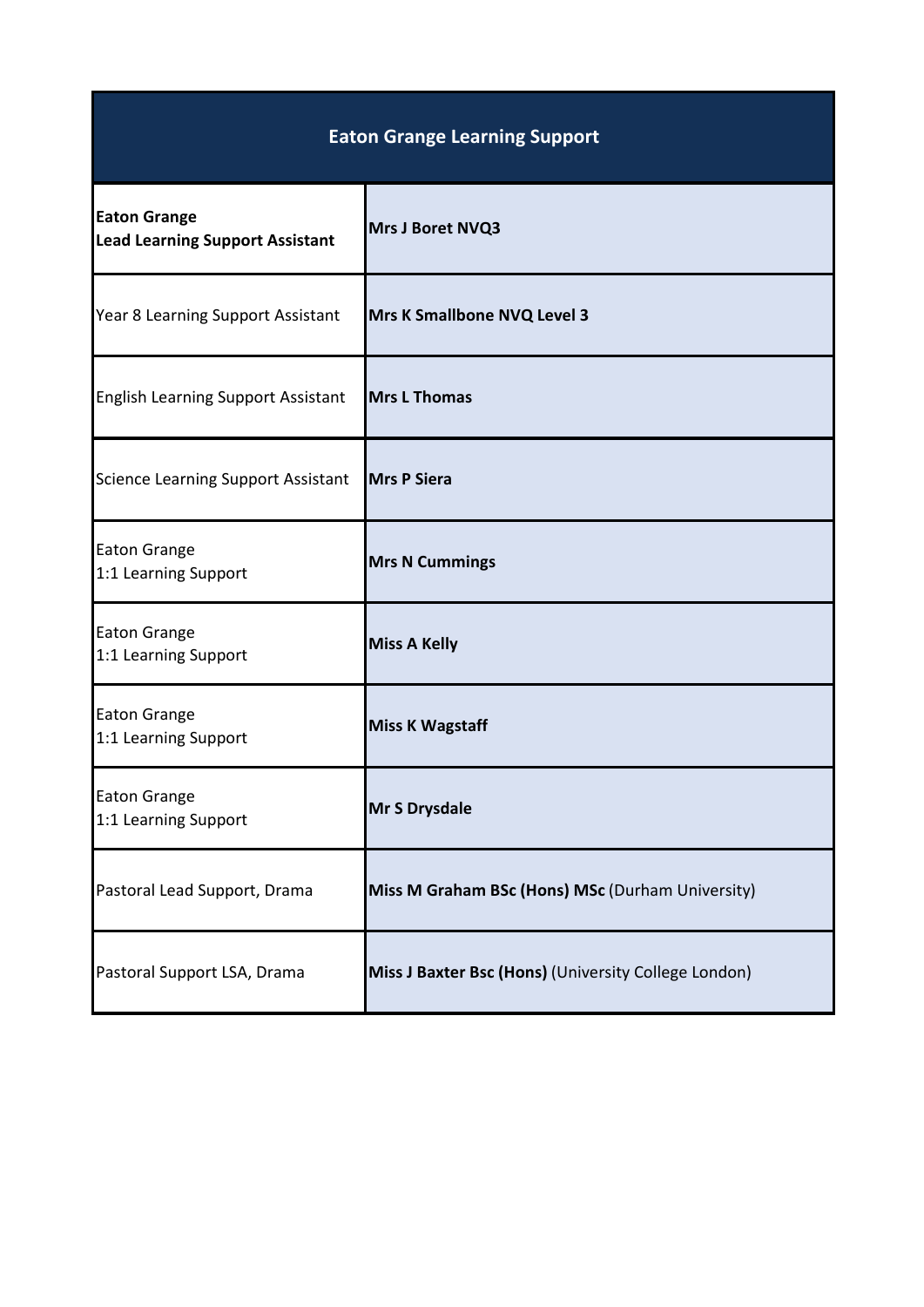| Eaton Grange Learning Support | |
|---|---|
| **Eaton Grange**<br>**Lead Learning Support Assistant** | **Mrs J Boret NVQ3** |
| Year 8 Learning Support Assistant | **Mrs K Smallbone NVQ Level 3** |
| English Learning Support Assistant | **Mrs L Thomas** |
| Science Learning Support Assistant | **Mrs P Siera** |
| Eaton Grange<br>1:1 Learning Support | **Mrs N Cummings** |
| Eaton Grange<br>1:1 Learning Support | **Miss A Kelly** |
| Eaton Grange<br>1:1 Learning Support | **Miss K Wagstaff** |
| Eaton Grange<br>1:1 Learning Support | **Mr S Drysdale** |
| Pastoral Lead Support, Drama | **Miss M Graham BSc (Hons) MSc** (Durham University) |
| Pastoral Support LSA, Drama | **Miss J Baxter Bsc (Hons)** (University College London) |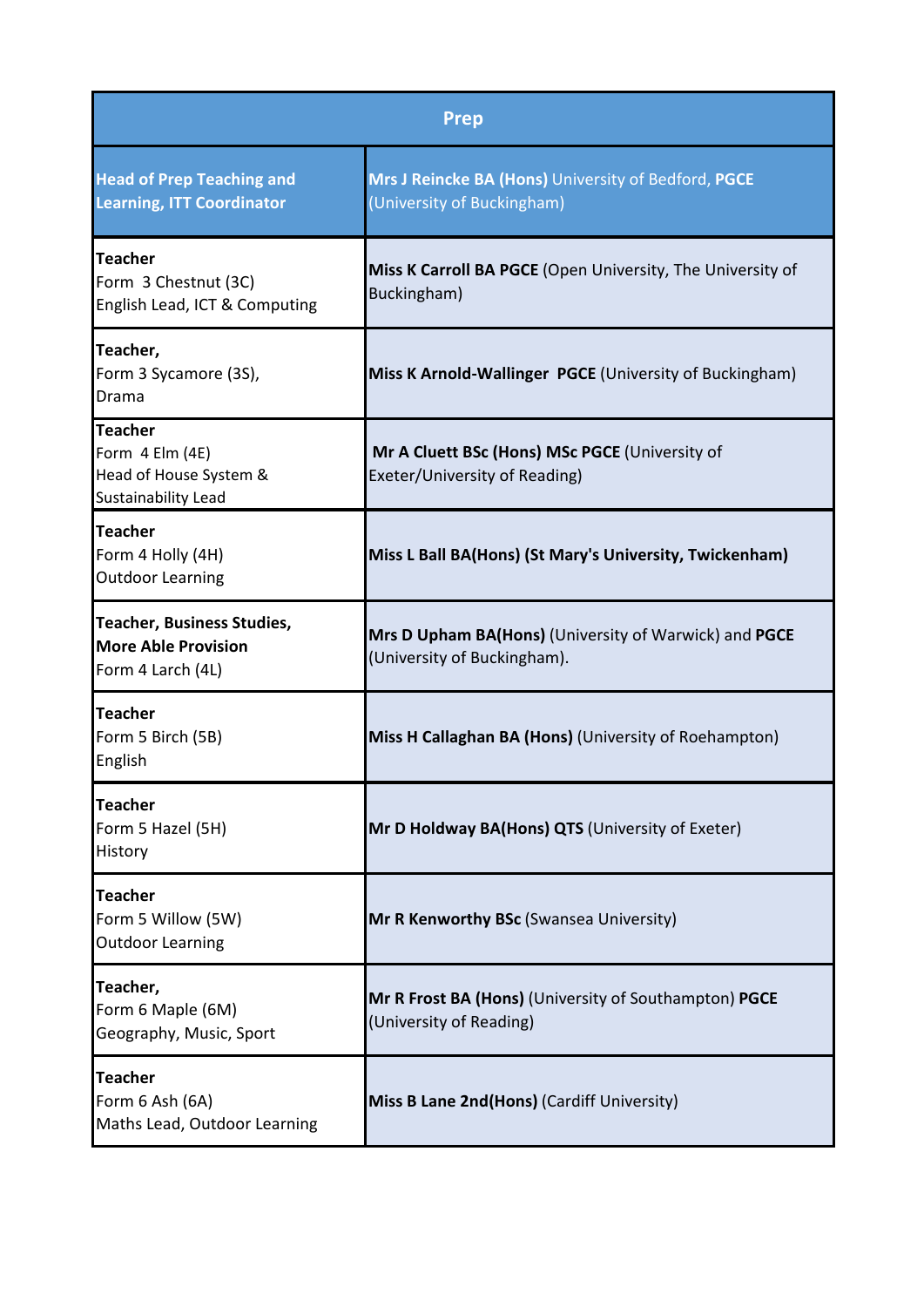| Prep | |
|---|---|
| **Head of Prep Teaching and Learning, ITT Coordinator** | **Mrs J Reincke BA (Hons)** University of Bedford, **PGCE** (University of Buckingham) |
| **Teacher**<br>Form 3 Chestnut (3C)<br>English Lead, ICT & Computing | **Miss K Carroll BA PGCE** (Open University, The University of Buckingham) |
| **Teacher,**<br>Form 3 Sycamore (3S),<br>Drama | **Miss K Arnold-Wallinger PGCE** (University of Buckingham) |
| **Teacher**<br>Form 4 Elm (4E)<br>Head of House System &<br>Sustainability Lead | **Mr A Cluett BSc (Hons) MSc PGCE** (University of Exeter/University of Reading) |
| **Teacher**<br>Form 4 Holly (4H)<br>Outdoor Learning | **Miss L Ball BA(Hons) (St Mary's University, Twickenham)** |
| **Teacher, Business Studies, More Able Provision**<br>Form 4 Larch (4L) | **Mrs D Upham BA(Hons)** (University of Warwick) and **PGCE** (University of Buckingham). |
| **Teacher**<br>Form 5 Birch (5B)<br>English | **Miss H Callaghan BA (Hons)** (University of Roehampton) |
| **Teacher**<br>Form 5 Hazel (5H)<br>History | **Mr D Holdway BA(Hons) QTS** (University of Exeter) |
| **Teacher**<br>Form 5 Willow (5W)<br>Outdoor Learning | **Mr R Kenworthy BSc** (Swansea University) |
| **Teacher,**<br>Form 6 Maple (6M)<br>Geography, Music, Sport | **Mr R Frost BA (Hons)** (University of Southampton) **PGCE** (University of Reading) |
| **Teacher**<br>Form 6 Ash (6A)<br>Maths Lead, Outdoor Learning | **Miss B Lane 2nd(Hons)** (Cardiff University) |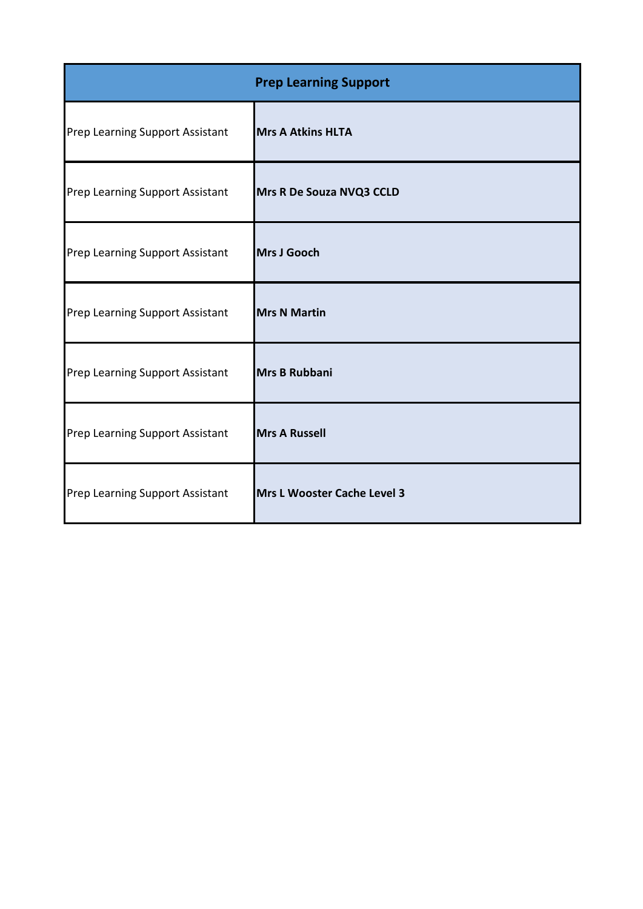| Prep Learning Support | |
|---|---|
| Prep Learning Support Assistant | **Mrs A Atkins HLTA** |
| Prep Learning Support Assistant | **Mrs R De Souza NVQ3 CCLD** |
| Prep Learning Support Assistant | **Mrs J Gooch** |
| Prep Learning Support Assistant | **Mrs N Martin** |
| Prep Learning Support Assistant | **Mrs B Rubbani** |
| Prep Learning Support Assistant | **Mrs A Russell** |
| Prep Learning Support Assistant | **Mrs L Wooster Cache Level 3** |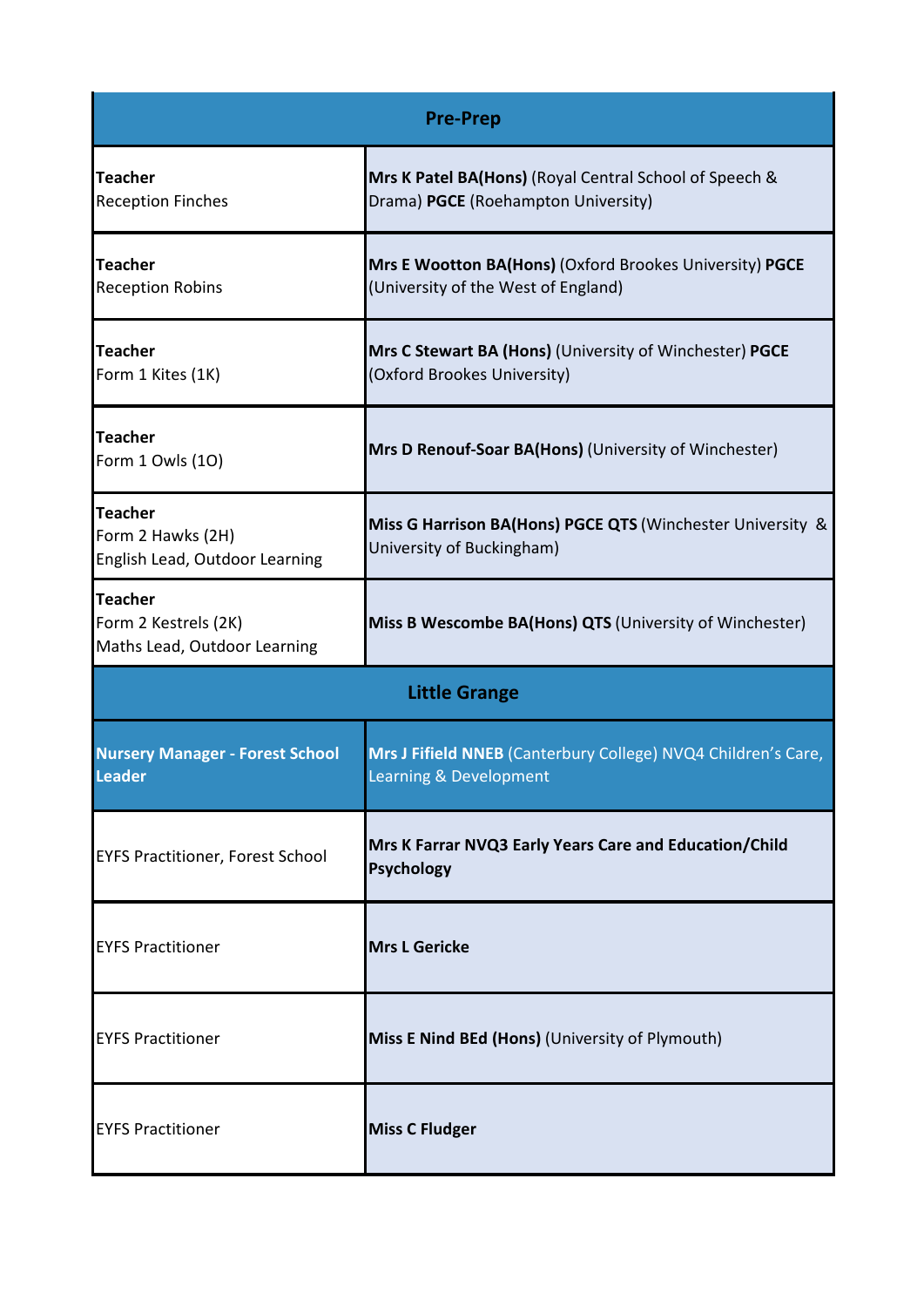| Pre-Prep | |
|---|---|
| **Teacher**<br>Reception Finches | **Mrs K Patel BA(Hons)** (Royal Central School of Speech & Drama) **PGCE** (Roehampton University) |
| **Teacher**<br>Reception Robins | **Mrs E Wootton BA(Hons)** (Oxford Brookes University) **PGCE** (University of the West of England) |
| **Teacher**<br>Form 1 Kites (1K) | **Mrs C Stewart BA (Hons)** (University of Winchester) **PGCE** (Oxford Brookes University) |
| **Teacher**<br>Form 1 Owls (1O) | **Mrs D Renouf-Soar BA(Hons)** (University of Winchester) |
| **Teacher**<br>Form 2 Hawks (2H)<br>English Lead, Outdoor Learning | **Miss G Harrison BA(Hons) PGCE QTS** (Winchester University & University of Buckingham) |
| **Teacher**<br>Form 2 Kestrels (2K)<br>Maths Lead, Outdoor Learning | **Miss B Wescombe BA(Hons) QTS** (University of Winchester) |
| **Little Grange** | |
| **Nursery Manager - Forest School Leader** | **Mrs J Fifield NNEB** (Canterbury College) NVQ4 Children's Care, Learning & Development |
| EYFS Practitioner, Forest School | **Mrs K Farrar NVQ3 Early Years Care and Education/Child Psychology** |
| EYFS Practitioner | **Mrs L Gericke** |
| EYFS Practitioner | **Miss E Nind BEd (Hons)** (University of Plymouth) |
| EYFS Practitioner | **Miss C Fludger** |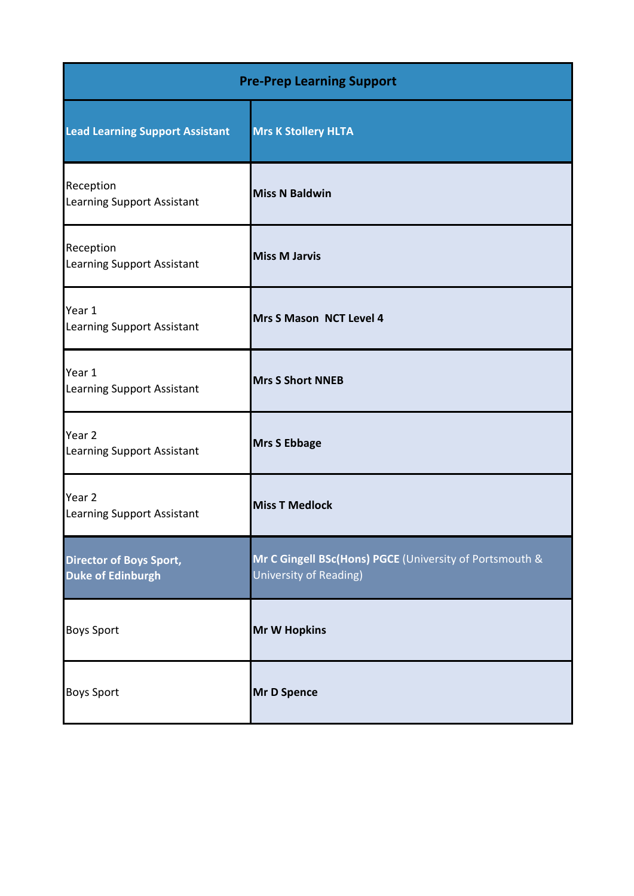| Pre-Prep Learning Support | |
|---|---|
| **Lead Learning Support Assistant** | **Mrs K Stollery HLTA** |
| Reception<br>Learning Support Assistant | **Miss N Baldwin** |
| Reception<br>Learning Support Assistant | **Miss M Jarvis** |
| Year 1<br>Learning Support Assistant | **Mrs S Mason  NCT Level 4** |
| Year 1<br>Learning Support Assistant | **Mrs S Short NNEB** |
| Year 2<br>Learning Support Assistant | **Mrs S Ebbage** |
| Year 2<br>Learning Support Assistant | **Miss T Medlock** |
| **Director of Boys Sport,<br>Duke of Edinburgh** | **Mr C Gingell BSc(Hons) PGCE** (University of Portsmouth & University of Reading) |
| Boys Sport | **Mr W Hopkins** |
| Boys Sport | **Mr D Spence** |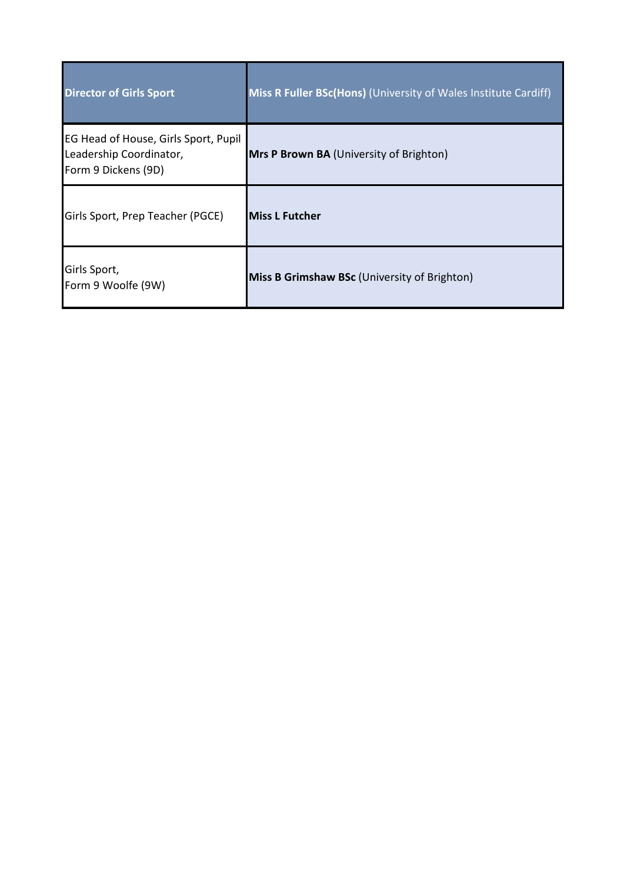| Director of Girls Sport | **Miss R Fuller BSc(Hons)** (University of Wales Institute Cardiff) |
| --- | --- |
| EG Head of House, Girls Sport, Pupil Leadership Coordinator, Form 9 Dickens (9D) | **Mrs P Brown BA** (University of Brighton) |
| Girls Sport, Prep Teacher (PGCE) | **Miss L Futcher** |
| Girls Sport, Form 9 Woolfe (9W) | **Miss B Grimshaw BSc** (University of Brighton) |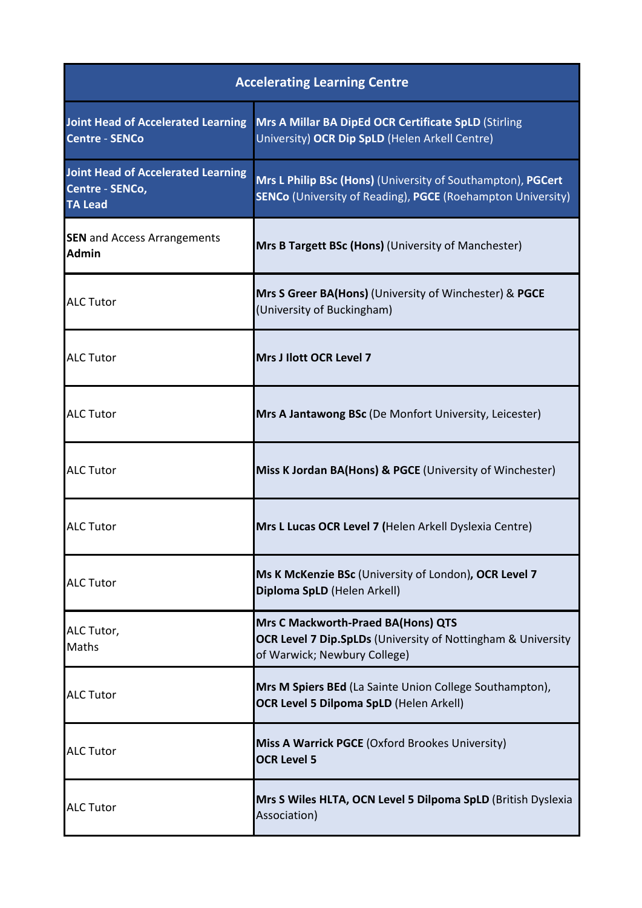| Accelerating Learning Centre | |
|---|---|
| **Joint Head of Accelerated Learning Centre - SENCo** | **Mrs A Millar BA DipEd OCR Certificate SpLD** (Stirling University) **OCR Dip SpLD** (Helen Arkell Centre) |
| **Joint Head of Accelerated Learning Centre - SENCo, TA Lead** | **Mrs L Philip BSc (Hons)** (University of Southampton), **PGCert SENCo** (University of Reading), **PGCE** (Roehampton University) |
| **SEN** and Access Arrangements **Admin** | **Mrs B Targett BSc (Hons)** (University of Manchester) |
| ALC Tutor | **Mrs S Greer BA(Hons)** (University of Winchester) & **PGCE** (University of Buckingham) |
| ALC Tutor | **Mrs J Ilott OCR Level 7** |
| ALC Tutor | **Mrs A Jantawong BSc** (De Monfort University, Leicester) |
| ALC Tutor | **Miss K Jordan BA(Hons) & PGCE** (University of Winchester) |
| ALC Tutor | **Mrs L Lucas OCR Level 7 (**Helen Arkell Dyslexia Centre) |
| ALC Tutor | **Ms K McKenzie BSc** (University of London)**, OCR Level 7 Diploma SpLD** (Helen Arkell) |
| ALC Tutor, Maths | **Mrs C Mackworth-Praed BA(Hons) QTS OCR Level 7 Dip.SpLDs** (University of Nottingham & University of Warwick; Newbury College) |
| ALC Tutor | **Mrs M Spiers BEd** (La Sainte Union College Southampton), **OCR Level 5 Dilpoma SpLD** (Helen Arkell) |
| ALC Tutor | **Miss A Warrick PGCE** (Oxford Brookes University) **OCR Level 5** |
| ALC Tutor | **Mrs S Wiles HLTA, OCN Level 5 Dilpoma SpLD** (British Dyslexia Association) |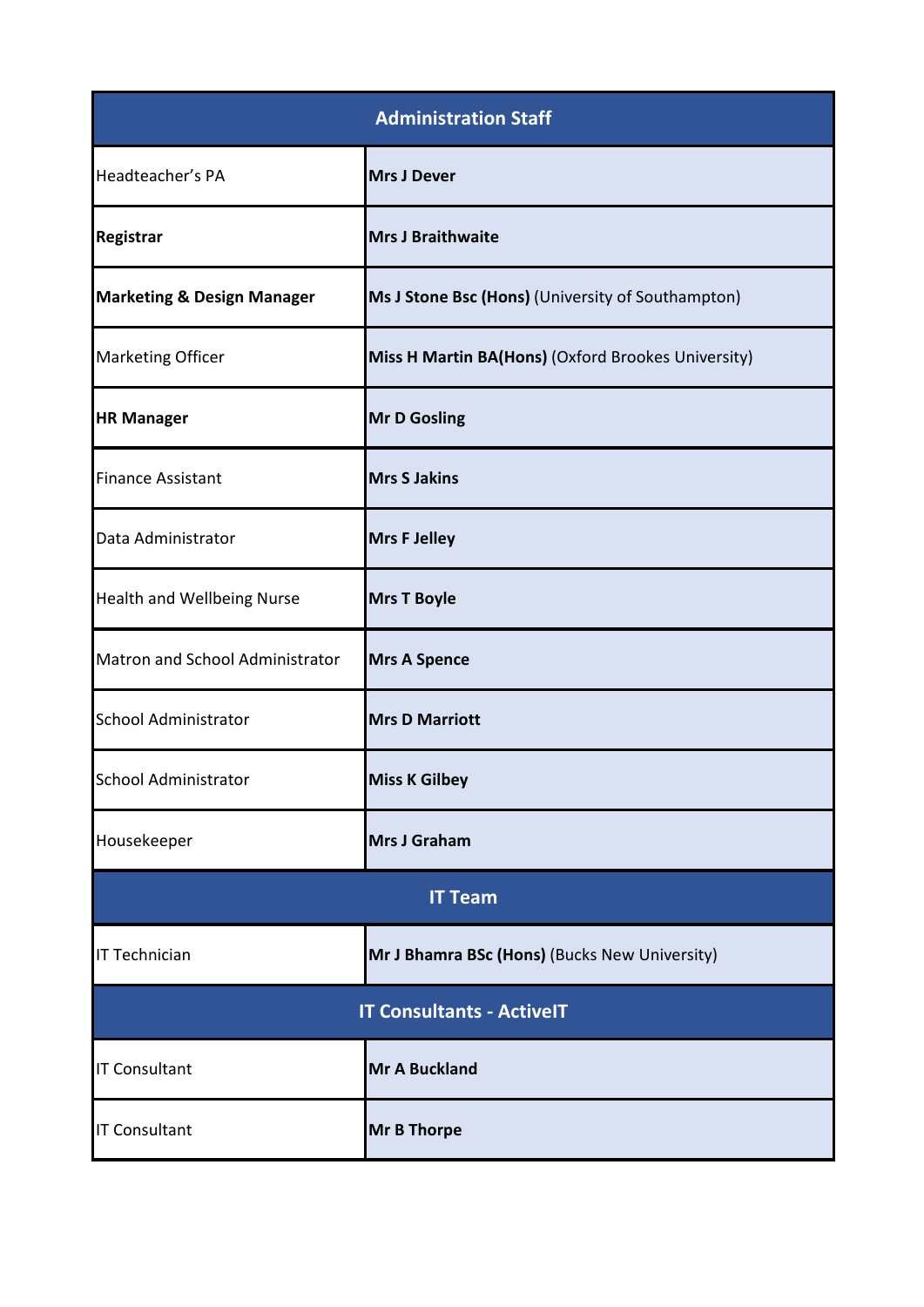| Administration Staff | |
|---|---|
| Headteacher's PA | **Mrs J Dever** |
| **Registrar** | **Mrs J Braithwaite** |
| **Marketing & Design Manager** | **Ms J Stone Bsc (Hons)** (University of Southampton) |
| Marketing Officer | **Miss H Martin BA(Hons)** (Oxford Brookes University) |
| **HR Manager** | **Mr D Gosling** |
| Finance Assistant | **Mrs S Jakins** |
| Data Administrator | **Mrs F Jelley** |
| Health and Wellbeing Nurse | **Mrs T Boyle** |
| Matron and School Administrator | **Mrs A Spence** |
| School Administrator | **Mrs D Marriott** |
| School Administrator | **Miss K Gilbey** |
| Housekeeper | **Mrs J Graham** |
| **IT Team** | |
| IT Technician | **Mr J Bhamra BSc (Hons)** (Bucks New University) |
| **IT Consultants - ActiveIT** | |
| IT Consultant | **Mr A Buckland** |
| IT Consultant | **Mr B Thorpe** |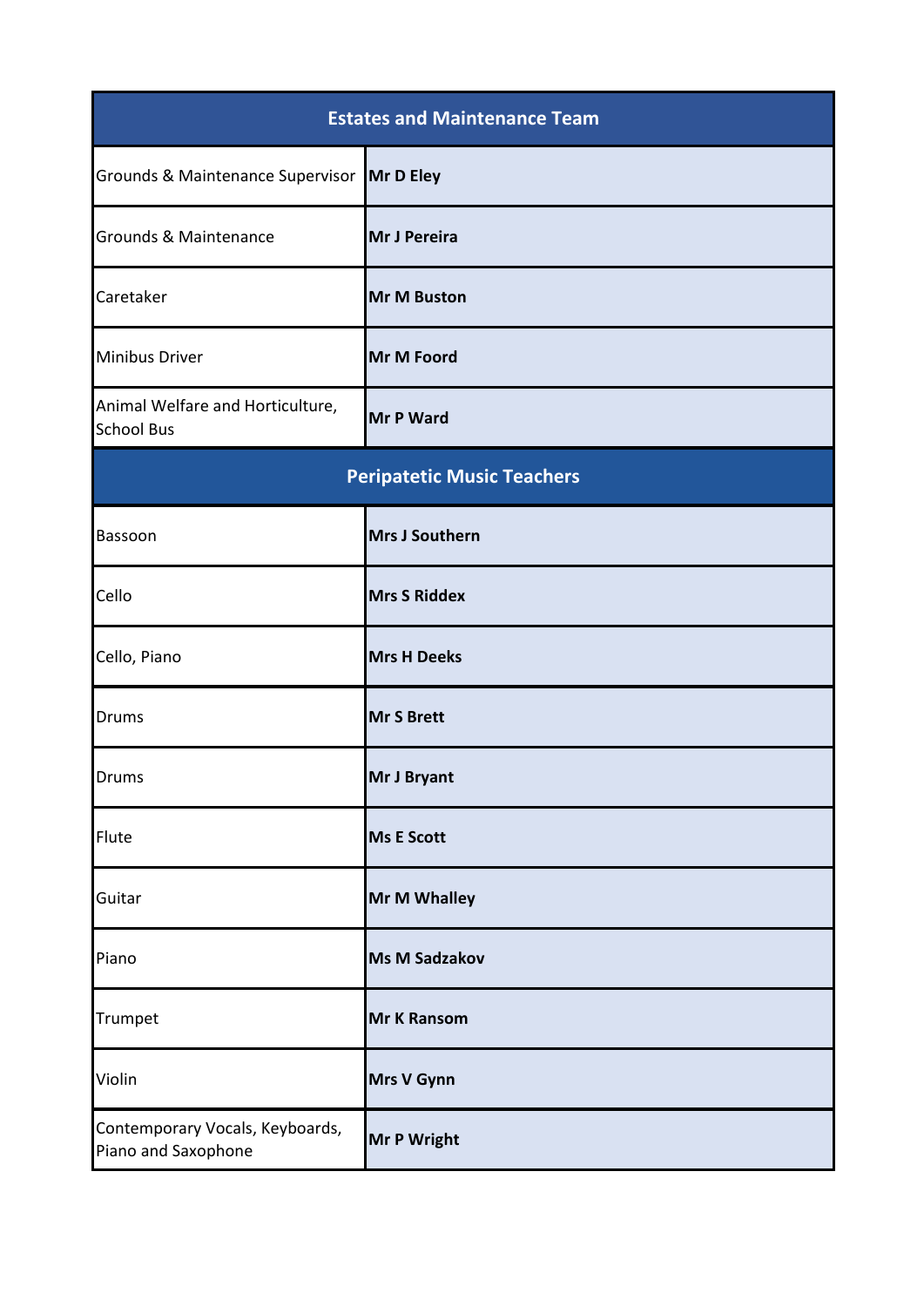| Estates and Maintenance Team | |
|---|---|
| Grounds & Maintenance Supervisor | **Mr D Eley** |
| Grounds & Maintenance | **Mr J Pereira** |
| Caretaker | **Mr M Buston** |
| Minibus Driver | **Mr M Foord** |
| Animal Welfare and Horticulture, School Bus | **Mr P Ward** |
| **Peripatetic Music Teachers** | |
| Bassoon | **Mrs J Southern** |
| Cello | **Mrs S Riddex** |
| Cello, Piano | **Mrs H Deeks** |
| Drums | **Mr S Brett** |
| Drums | **Mr J Bryant** |
| Flute | **Ms E Scott** |
| Guitar | **Mr M Whalley** |
| Piano | **Ms M Sadzakov** |
| Trumpet | **Mr K Ransom** |
| Violin | **Mrs V Gynn** |
| Contemporary Vocals, Keyboards, Piano and Saxophone | **Mr P Wright** |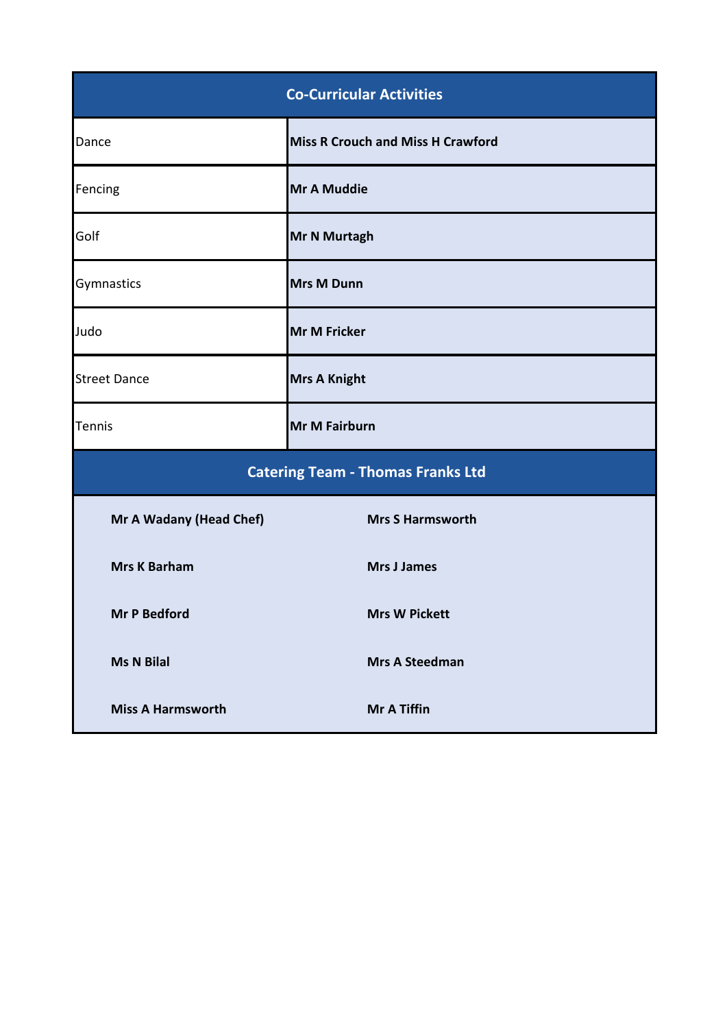| Co-Curricular Activities | |
|---|---|
| Dance | **Miss R Crouch and Miss H Crawford** |
| Fencing | **Mr A Muddie** |
| Golf | **Mr N Murtagh** |
| Gymnastics | **Mrs M Dunn** |
| Judo | **Mr M Fricker** |
| Street Dance | **Mrs A Knight** |
| Tennis | **Mr M Fairburn** |

| Catering Team - Thomas Franks Ltd | |
|---|---|
| **Mr A Wadany (Head Chef)** | **Mrs S Harmsworth** |
| **Mrs K Barham** | **Mrs J James** |
| **Mr P Bedford** | **Mrs W Pickett** |
| **Ms N Bilal** | **Mrs A Steedman** |
| **Miss A Harmsworth** | **Mr A Tiffin** |